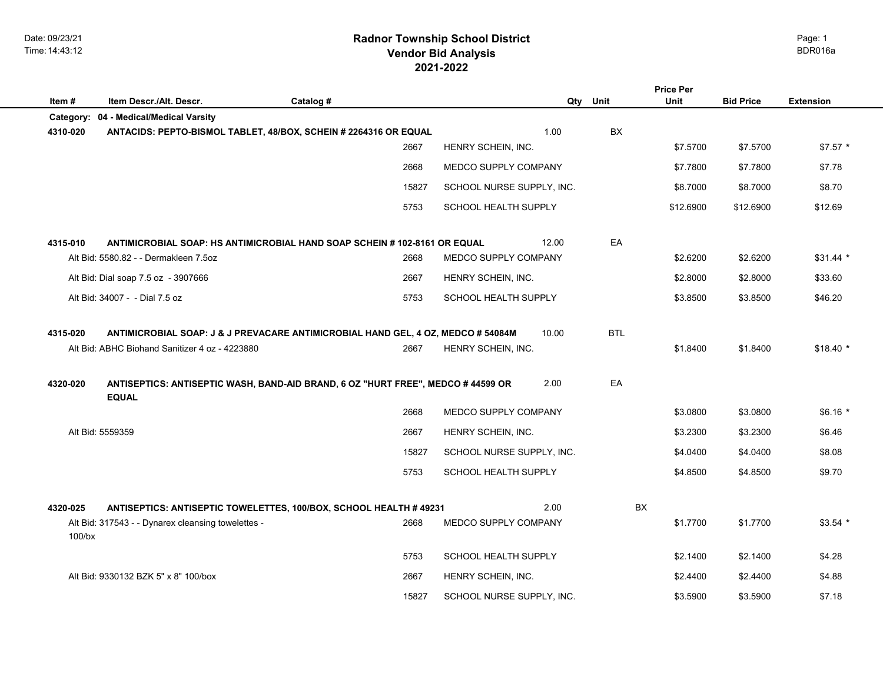# Radnor Township School District
## Vendor Bid Analysis
## 2021-2022

Date: 09/23/21
Time: 14:43:12

BDR016a

| Item # | Item Descr./Alt. Descr. | Catalog # | | Qty | Unit | Price Per Unit | Bid Price | Extension |
|---|---|---|---|---|---|---|---|---|
| **Category:** | **04 - Medical/Medical Varsity** | | | | | | | |
| **4310-020** | **ANTACIDS: PEPTO-BISMOL TABLET, 48/BOX, SCHEIN # 2264316 OR EQUAL** | | | 1.00 | BX | | | |
| | | 2667 | HENRY SCHEIN, INC. | | | $7.5700 | $7.5700 | $7.57 * |
| | | 2668 | MEDCO SUPPLY COMPANY | | | $7.7800 | $7.7800 | $7.78 |
| | | 15827 | SCHOOL NURSE SUPPLY, INC. | | | $8.7000 | $8.7000 | $8.70 |
| | | 5753 | SCHOOL HEALTH SUPPLY | | | $12.6900 | $12.6900 | $12.69 |
| **4315-010** | **ANTIMICROBIAL SOAP: HS ANTIMICROBIAL HAND SOAP SCHEIN # 102-8161 OR EQUAL** | | | 12.00 | EA | | | |
| | Alt Bid: 5580.82 - - Dermakleen 7.5oz | 2668 | MEDCO SUPPLY COMPANY | | | $2.6200 | $2.6200 | $31.44 * |
| | Alt Bid: Dial soap 7.5 oz - 3907666 | 2667 | HENRY SCHEIN, INC. | | | $2.8000 | $2.8000 | $33.60 |
| | Alt Bid: 34007 - - Dial 7.5 oz | 5753 | SCHOOL HEALTH SUPPLY | | | $3.8500 | $3.8500 | $46.20 |
| **4315-020** | **ANTIMICROBIAL SOAP: J & J PREVACARE ANTIMICROBIAL HAND GEL, 4 OZ, MEDCO # 54084M** | | | 10.00 | BTL | | | |
| | Alt Bid: ABHC Biohand Sanitizer 4 oz - 4223880 | 2667 | HENRY SCHEIN, INC. | | | $1.8400 | $1.8400 | $18.40 * |
| **4320-020** | **ANTISEPTICS: ANTISEPTIC WASH, BAND-AID BRAND, 6 OZ "HURT FREE", MEDCO # 44599 OR EQUAL** | | | 2.00 | EA | | | |
| | | 2668 | MEDCO SUPPLY COMPANY | | | $3.0800 | $3.0800 | $6.16 * |
| | Alt Bid: 5559359 | 2667 | HENRY SCHEIN, INC. | | | $3.2300 | $3.2300 | $6.46 |
| | | 15827 | SCHOOL NURSE SUPPLY, INC. | | | $4.0400 | $4.0400 | $8.08 |
| | | 5753 | SCHOOL HEALTH SUPPLY | | | $4.8500 | $4.8500 | $9.70 |
| **4320-025** | **ANTISEPTICS: ANTISEPTIC TOWELETTES, 100/BOX, SCHOOL HEALTH # 49231** | | | 2.00 | BX | | | |
| | Alt Bid: 317543 - - Dynarex cleansing towelettes - 100/bx | 2668 | MEDCO SUPPLY COMPANY | | | $1.7700 | $1.7700 | $3.54 * |
| | | 5753 | SCHOOL HEALTH SUPPLY | | | $2.1400 | $2.1400 | $4.28 |
| | Alt Bid: 9330132 BZK 5" x 8" 100/box | 2667 | HENRY SCHEIN, INC. | | | $2.4400 | $2.4400 | $4.88 |
| | | 15827 | SCHOOL NURSE SUPPLY, INC. | | | $3.5900 | $3.5900 | $7.18 |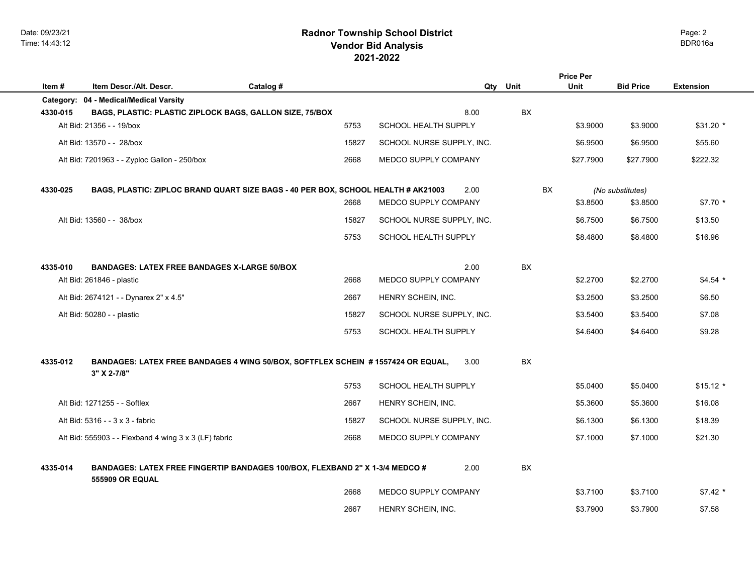# Radnor Township School District
## Vendor Bid Analysis
## 2021-2022

| Item # | Item Descr./Alt. Descr. | Catalog # | | Qty | Unit | Price Per Unit | Bid Price | Extension |
|---|---|---|---|---|---|---|---|---|
| **Category:** | **04 - Medical/Medical Varsity** | | | | | | | |
| **4330-015** | **BAGS, PLASTIC: PLASTIC ZIPLOCK BAGS, GALLON SIZE, 75/BOX** | | | 8.00 | BX | | | |
| | Alt Bid: 21356 - - 19/box | 5753 | SCHOOL HEALTH SUPPLY | | | $3.9000 | $3.9000 | $31.20 * |
| | Alt Bid: 13570 - - 28/box | 15827 | SCHOOL NURSE SUPPLY, INC. | | | $6.9500 | $6.9500 | $55.60 |
| | Alt Bid: 7201963 - - Zyploc Gallon - 250/box | 2668 | MEDCO SUPPLY COMPANY | | | $27.7900 | $27.7900 | $222.32 |
| **4330-025** | **BAGS, PLASTIC: ZIPLOC BRAND QUART SIZE BAGS - 40 PER BOX, SCHOOL HEALTH # AK21003** | | | 2.00 | BX | | *(No substitutes)* | |
| | | 2668 | MEDCO SUPPLY COMPANY | | | $3.8500 | $3.8500 | $7.70 * |
| | Alt Bid: 13560 - - 38/box | 15827 | SCHOOL NURSE SUPPLY, INC. | | | $6.7500 | $6.7500 | $13.50 |
| | | 5753 | SCHOOL HEALTH SUPPLY | | | $8.4800 | $8.4800 | $16.96 |
| **4335-010** | **BANDAGES: LATEX FREE BANDAGES X-LARGE 50/BOX** | | | 2.00 | BX | | | |
| | Alt Bid: 261846 - plastic | 2668 | MEDCO SUPPLY COMPANY | | | $2.2700 | $2.2700 | $4.54 * |
| | Alt Bid: 2674121 - - Dynarex 2" x 4.5" | 2667 | HENRY SCHEIN, INC. | | | $3.2500 | $3.2500 | $6.50 |
| | Alt Bid: 50280 - - plastic | 15827 | SCHOOL NURSE SUPPLY, INC. | | | $3.5400 | $3.5400 | $7.08 |
| | | 5753 | SCHOOL HEALTH SUPPLY | | | $4.6400 | $4.6400 | $9.28 |
| **4335-012** | **BANDAGES: LATEX FREE BANDAGES 4 WING 50/BOX, SOFTFLEX SCHEIN # 1557424 OR EQUAL, 3" X 2-7/8"** | | | 3.00 | BX | | | |
| | | 5753 | SCHOOL HEALTH SUPPLY | | | $5.0400 | $5.0400 | $15.12 * |
| | Alt Bid: 1271255 - - Softlex | 2667 | HENRY SCHEIN, INC. | | | $5.3600 | $5.3600 | $16.08 |
| | Alt Bid: 5316 - - 3 x 3 - fabric | 15827 | SCHOOL NURSE SUPPLY, INC. | | | $6.1300 | $6.1300 | $18.39 |
| | Alt Bid: 555903 - - Flexband 4 wing 3 x 3 (LF) fabric | 2668 | MEDCO SUPPLY COMPANY | | | $7.1000 | $7.1000 | $21.30 |
| **4335-014** | **BANDAGES: LATEX FREE FINGERTIP BANDAGES 100/BOX, FLEXBAND 2" X 1-3/4 MEDCO # 555909 OR EQUAL** | | | 2.00 | BX | | | |
| | | 2668 | MEDCO SUPPLY COMPANY | | | $3.7100 | $3.7100 | $7.42 * |
| | | 2667 | HENRY SCHEIN, INC. | | | $3.7900 | $3.7900 | $7.58 |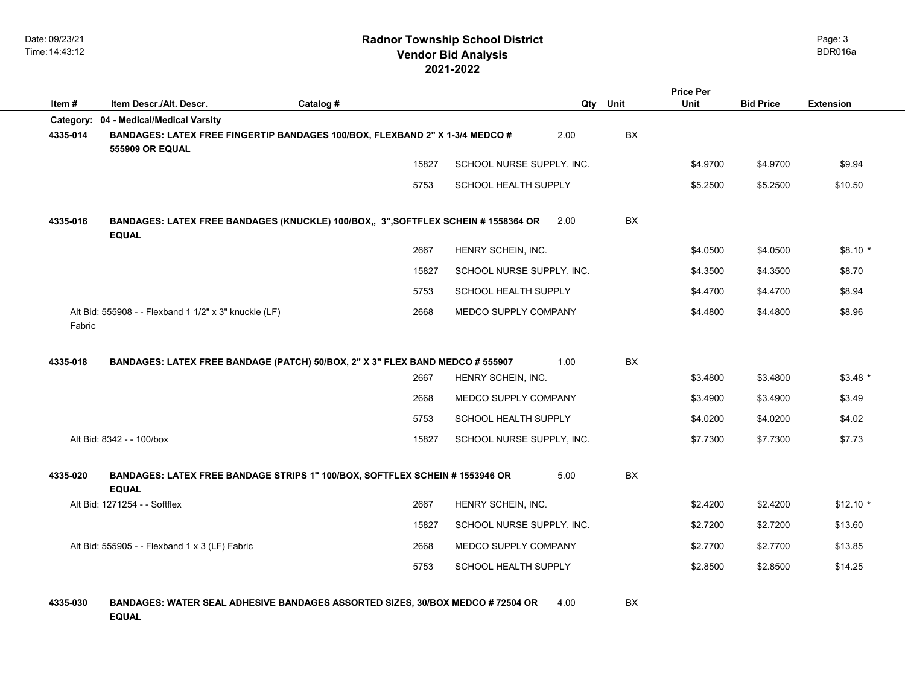# Radnor Township School District
## Vendor Bid Analysis
## 2021-2022

| Item # | Item Descr./Alt. Descr. | Catalog # | | Qty | Unit | Price Per Unit | Bid Price | Extension |
|---|---|---|---|---|---|---|---|---|
| **Category:** | **04 - Medical/Medical Varsity** | | | | | | | |
| **4335-014** | **BANDAGES: LATEX FREE FINGERTIP BANDAGES 100/BOX, FLEXBAND 2" X 1-3/4 MEDCO # 555909 OR EQUAL** | | | 2.00 | BX | | | |
| | | 15827 | SCHOOL NURSE SUPPLY, INC. | | | $4.9700 | $4.9700 | $9.94 |
| | | 5753 | SCHOOL HEALTH SUPPLY | | | $5.2500 | $5.2500 | $10.50 |
| **4335-016** | **BANDAGES: LATEX FREE BANDAGES (KNUCKLE) 100/BOX,, 3",SOFTFLEX SCHEIN # 1558364 OR EQUAL** | | | 2.00 | BX | | | |
| | | 2667 | HENRY SCHEIN, INC. | | | $4.0500 | $4.0500 | $8.10 * |
| | | 15827 | SCHOOL NURSE SUPPLY, INC. | | | $4.3500 | $4.3500 | $8.70 |
| | | 5753 | SCHOOL HEALTH SUPPLY | | | $4.4700 | $4.4700 | $8.94 |
| | Alt Bid: 555908 - - Flexband 1 1/2" x 3" knuckle (LF) Fabric | 2668 | MEDCO SUPPLY COMPANY | | | $4.4800 | $4.4800 | $8.96 |
| **4335-018** | **BANDAGES: LATEX FREE BANDAGE (PATCH) 50/BOX, 2" X 3" FLEX BAND MEDCO # 555907** | | | 1.00 | BX | | | |
| | | 2667 | HENRY SCHEIN, INC. | | | $3.4800 | $3.4800 | $3.48 * |
| | | 2668 | MEDCO SUPPLY COMPANY | | | $3.4900 | $3.4900 | $3.49 |
| | | 5753 | SCHOOL HEALTH SUPPLY | | | $4.0200 | $4.0200 | $4.02 |
| | Alt Bid: 8342 - - 100/box | 15827 | SCHOOL NURSE SUPPLY, INC. | | | $7.7300 | $7.7300 | $7.73 |
| **4335-020** | **BANDAGES: LATEX FREE BANDAGE STRIPS 1" 100/BOX, SOFTFLEX SCHEIN # 1553946 OR EQUAL** | | | 5.00 | BX | | | |
| | Alt Bid: 1271254 - - Softflex | 2667 | HENRY SCHEIN, INC. | | | $2.4200 | $2.4200 | $12.10 * |
| | | 15827 | SCHOOL NURSE SUPPLY, INC. | | | $2.7200 | $2.7200 | $13.60 |
| | Alt Bid: 555905 - - Flexband 1 x 3 (LF) Fabric | 2668 | MEDCO SUPPLY COMPANY | | | $2.7700 | $2.7700 | $13.85 |
| | | 5753 | SCHOOL HEALTH SUPPLY | | | $2.8500 | $2.8500 | $14.25 |
| **4335-030** | **BANDAGES: WATER SEAL ADHESIVE BANDAGES ASSORTED SIZES, 30/BOX MEDCO # 72504 OR EQUAL** | | | 4.00 | BX | | | |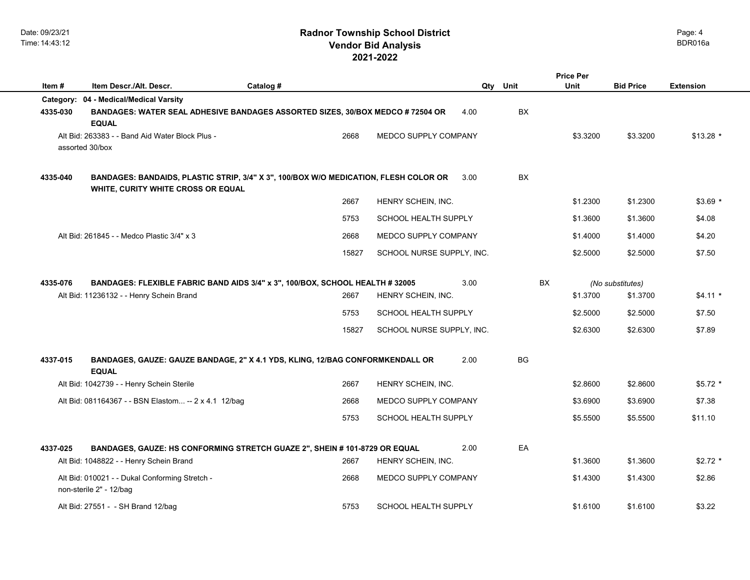# Radnor Township School District
## Vendor Bid Analysis
## 2021-2022

Date: 09/23/21
Time: 14:43:12

BDR016a

| Item # | Item Descr./Alt. Descr. | Catalog # | | Qty | Unit | Price Per Unit | Bid Price | Extension |
|---|---|---|---|---|---|---|---|---|
| **Category:** | **04 - Medical/Medical Varsity** | | | | | | | |
| **4335-030** | **BANDAGES: WATER SEAL ADHESIVE BANDAGES ASSORTED SIZES, 30/BOX MEDCO # 72504 OR EQUAL** | | | **4.00** | **BX** | | | |
| | Alt Bid: 263383 - - Band Aid Water Block Plus - assorted 30/box | 2668 | MEDCO SUPPLY COMPANY | | | $3.3200 | $3.3200 | $13.28 * |
| **4335-040** | **BANDAGES: BANDAIDS, PLASTIC STRIP, 3/4" X 3", 100/BOX W/O MEDICATION, FLESH COLOR OR WHITE, CURITY WHITE CROSS OR EQUAL** | | | **3.00** | **BX** | | | |
| | | 2667 | HENRY SCHEIN, INC. | | | $1.2300 | $1.2300 | $3.69 * |
| | | 5753 | SCHOOL HEALTH SUPPLY | | | $1.3600 | $1.3600 | $4.08 |
| | Alt Bid: 261845 - - Medco Plastic 3/4" x 3 | 2668 | MEDCO SUPPLY COMPANY | | | $1.4000 | $1.4000 | $4.20 |
| | | 15827 | SCHOOL NURSE SUPPLY, INC. | | | $2.5000 | $2.5000 | $7.50 |
| **4335-076** | **BANDAGES: FLEXIBLE FABRIC BAND AIDS 3/4" x 3", 100/BOX, SCHOOL HEALTH # 32005** | | | **3.00** | **BX** | | *(No substitutes)* | |
| | Alt Bid: 11236132 - - Henry Schein Brand | 2667 | HENRY SCHEIN, INC. | | | $1.3700 | $1.3700 | $4.11 * |
| | | 5753 | SCHOOL HEALTH SUPPLY | | | $2.5000 | $2.5000 | $7.50 |
| | | 15827 | SCHOOL NURSE SUPPLY, INC. | | | $2.6300 | $2.6300 | $7.89 |
| **4337-015** | **BANDAGES, GAUZE: GAUZE BANDAGE, 2" X 4.1 YDS, KLING, 12/BAG CONFORMKENDALL OR EQUAL** | | | **2.00** | **BG** | | | |
| | Alt Bid: 1042739 - - Henry Schein Sterile | 2667 | HENRY SCHEIN, INC. | | | $2.8600 | $2.8600 | $5.72 * |
| | Alt Bid: 081164367 - - BSN Elastom... -- 2 x 4.1 12/bag | 2668 | MEDCO SUPPLY COMPANY | | | $3.6900 | $3.6900 | $7.38 |
| | | 5753 | SCHOOL HEALTH SUPPLY | | | $5.5500 | $5.5500 | $11.10 |
| **4337-025** | **BANDAGES, GAUZE: HS CONFORMING STRETCH GUAZE 2", SHEIN # 101-8729 OR EQUAL** | | | **2.00** | **EA** | | | |
| | Alt Bid: 1048822 - - Henry Schein Brand | 2667 | HENRY SCHEIN, INC. | | | $1.3600 | $1.3600 | $2.72 * |
| | Alt Bid: 010021 - - Dukal Conforming Stretch - non-sterile 2" - 12/bag | 2668 | MEDCO SUPPLY COMPANY | | | $1.4300 | $1.4300 | $2.86 |
| | Alt Bid: 27551 - - SH Brand 12/bag | 5753 | SCHOOL HEALTH SUPPLY | | | $1.6100 | $1.6100 | $3.22 |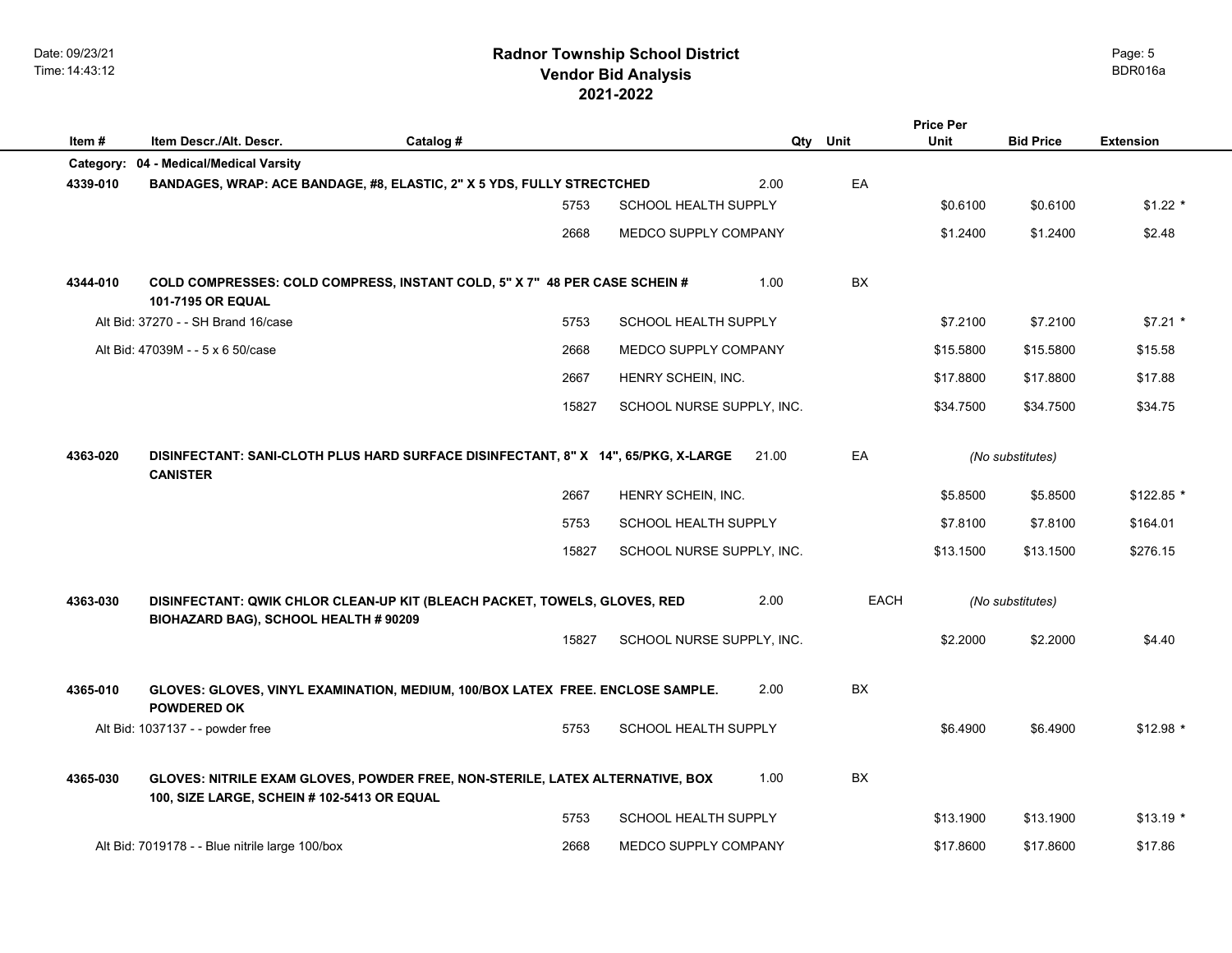# Radnor Township School District
## Vendor Bid Analysis
## 2021-2022

| Item # | Item Descr./Alt. Descr. | Catalog # | | Qty | Unit | Price Per Unit | Bid Price | Extension |
|---|---|---|---|---|---|---|---|---|
| **Category:** | **04 - Medical/Medical Varsity** | | | | | | | |
| **4339-010** | **BANDAGES, WRAP: ACE BANDAGE, #8, ELASTIC, 2" X 5 YDS, FULLY STRETCHED** | | | 2.00 | EA | | | |
| | | 5753 | SCHOOL HEALTH SUPPLY | | | $0.6100 | $0.6100 | $1.22 * |
| | | 2668 | MEDCO SUPPLY COMPANY | | | $1.2400 | $1.2400 | $2.48 |
| **4344-010** | **COLD COMPRESSES: COLD COMPRESS, INSTANT COLD, 5" X 7" 48 PER CASE SCHEIN # 101-7195 OR EQUAL** | | | 1.00 | BX | | | |
| | Alt Bid: 37270 - - SH Brand 16/case | 5753 | SCHOOL HEALTH SUPPLY | | | $7.2100 | $7.2100 | $7.21 * |
| | Alt Bid: 47039M - - 5 x 6 50/case | 2668 | MEDCO SUPPLY COMPANY | | | $15.5800 | $15.5800 | $15.58 |
| | | 2667 | HENRY SCHEIN, INC. | | | $17.8800 | $17.8800 | $17.88 |
| | | 15827 | SCHOOL NURSE SUPPLY, INC. | | | $34.7500 | $34.7500 | $34.75 |
| **4363-020** | **DISINFECTANT: SANI-CLOTH PLUS HARD SURFACE DISINFECTANT, 8" X 14", 65/PKG, X-LARGE CANISTER** | | | 21.00 | EA | *(No substitutes)* | | |
| | | 2667 | HENRY SCHEIN, INC. | | | $5.8500 | $5.8500 | $122.85 * |
| | | 5753 | SCHOOL HEALTH SUPPLY | | | $7.8100 | $7.8100 | $164.01 |
| | | 15827 | SCHOOL NURSE SUPPLY, INC. | | | $13.1500 | $13.1500 | $276.15 |
| **4363-030** | **DISINFECTANT: QWIK CHLOR CLEAN-UP KIT (BLEACH PACKET, TOWELS, GLOVES, RED BIOHAZARD BAG), SCHOOL HEALTH # 90209** | | | 2.00 | EACH | *(No substitutes)* | | |
| | | 15827 | SCHOOL NURSE SUPPLY, INC. | | | $2.2000 | $2.2000 | $4.40 |
| **4365-010** | **GLOVES: GLOVES, VINYL EXAMINATION, MEDIUM, 100/BOX LATEX FREE. ENCLOSE SAMPLE. POWDERED OK** | | | 2.00 | BX | | | |
| | Alt Bid: 1037137 - - powder free | 5753 | SCHOOL HEALTH SUPPLY | | | $6.4900 | $6.4900 | $12.98 * |
| **4365-030** | **GLOVES: NITRILE EXAM GLOVES, POWDER FREE, NON-STERILE, LATEX ALTERNATIVE, BOX 100, SIZE LARGE, SCHEIN # 102-5413 OR EQUAL** | | | 1.00 | BX | | | |
| | | 5753 | SCHOOL HEALTH SUPPLY | | | $13.1900 | $13.1900 | $13.19 * |
| | Alt Bid: 7019178 - - Blue nitrile large 100/box | 2668 | MEDCO SUPPLY COMPANY | | | $17.8600 | $17.8600 | $17.86 |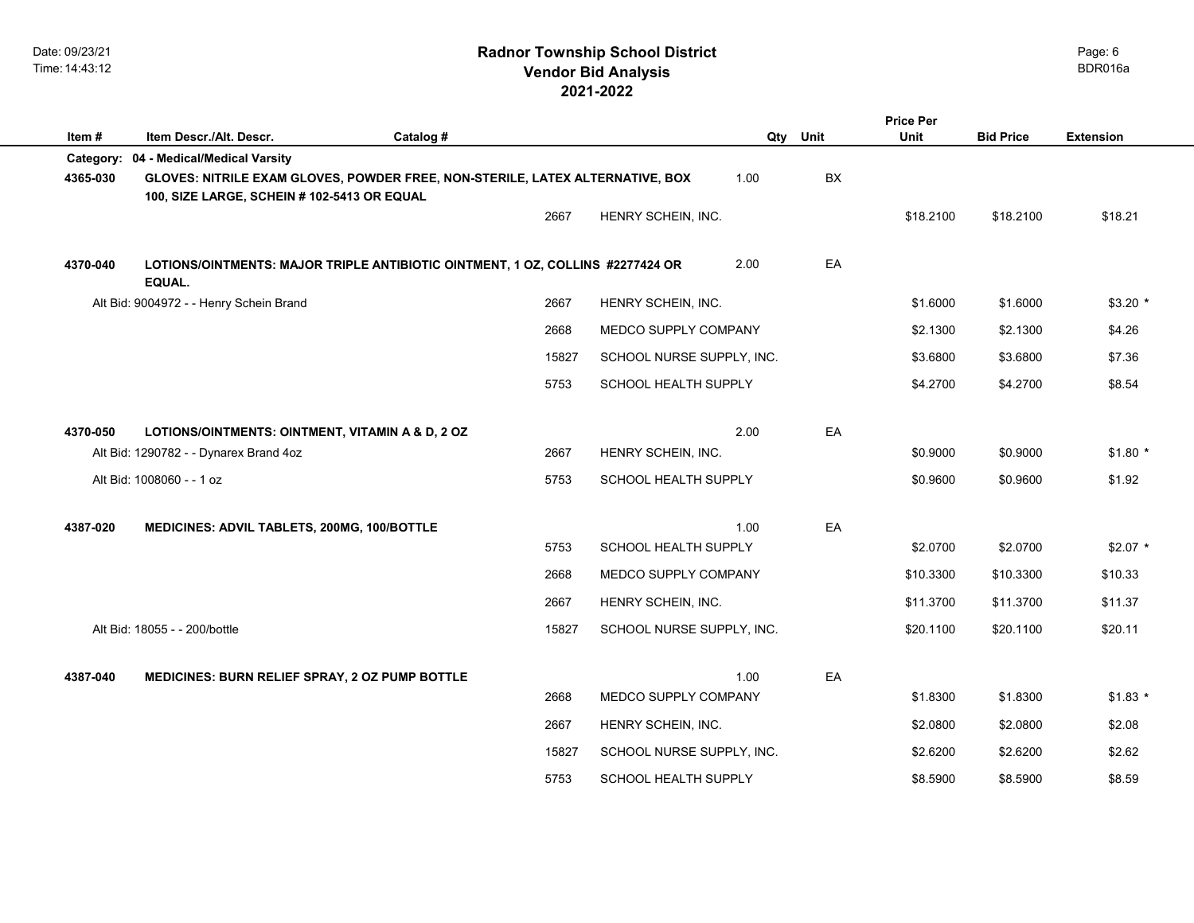# Radnor Township School District
## Vendor Bid Analysis
## 2021-2022

| Item # | Item Descr./Alt. Descr. | Catalog # | | Qty | Unit | Price Per Unit | Bid Price | Extension |
|---|---|---|---|---|---|---|---|---|
| **Category:** | **04 - Medical/Medical Varsity** | | | | | | | |
| **4365-030** | **GLOVES: NITRILE EXAM GLOVES, POWDER FREE, NON-STERILE, LATEX ALTERNATIVE, BOX 100, SIZE LARGE, SCHEIN # 102-5413 OR EQUAL** | | | 1.00 | BX | | | |
| | | 2667 | HENRY SCHEIN, INC. | | | $18.2100 | $18.2100 | $18.21 |
| **4370-040** | **LOTIONS/OINTMENTS: MAJOR TRIPLE ANTIBIOTIC OINTMENT, 1 OZ, COLLINS #2277424 OR EQUAL.** | | | 2.00 | EA | | | |
| | Alt Bid: 9004972 - - Henry Schein Brand | 2667 | HENRY SCHEIN, INC. | | | $1.6000 | $1.6000 | $3.20 * |
| | | 2668 | MEDCO SUPPLY COMPANY | | | $2.1300 | $2.1300 | $4.26 |
| | | 15827 | SCHOOL NURSE SUPPLY, INC. | | | $3.6800 | $3.6800 | $7.36 |
| | | 5753 | SCHOOL HEALTH SUPPLY | | | $4.2700 | $4.2700 | $8.54 |
| **4370-050** | **LOTIONS/OINTMENTS: OINTMENT, VITAMIN A & D, 2 OZ** | | | 2.00 | EA | | | |
| | Alt Bid: 1290782 - - Dynarex Brand 4oz | 2667 | HENRY SCHEIN, INC. | | | $0.9000 | $0.9000 | $1.80 * |
| | Alt Bid: 1008060 - - 1 oz | 5753 | SCHOOL HEALTH SUPPLY | | | $0.9600 | $0.9600 | $1.92 |
| **4387-020** | **MEDICINES: ADVIL TABLETS, 200MG, 100/BOTTLE** | | | 1.00 | EA | | | |
| | | 5753 | SCHOOL HEALTH SUPPLY | | | $2.0700 | $2.0700 | $2.07 * |
| | | 2668 | MEDCO SUPPLY COMPANY | | | $10.3300 | $10.3300 | $10.33 |
| | | 2667 | HENRY SCHEIN, INC. | | | $11.3700 | $11.3700 | $11.37 |
| | Alt Bid: 18055 - - 200/bottle | 15827 | SCHOOL NURSE SUPPLY, INC. | | | $20.1100 | $20.1100 | $20.11 |
| **4387-040** | **MEDICINES: BURN RELIEF SPRAY, 2 OZ PUMP BOTTLE** | | | 1.00 | EA | | | |
| | | 2668 | MEDCO SUPPLY COMPANY | | | $1.8300 | $1.8300 | $1.83 * |
| | | 2667 | HENRY SCHEIN, INC. | | | $2.0800 | $2.0800 | $2.08 |
| | | 15827 | SCHOOL NURSE SUPPLY, INC. | | | $2.6200 | $2.6200 | $2.62 |
| | | 5753 | SCHOOL HEALTH SUPPLY | | | $8.5900 | $8.5900 | $8.59 |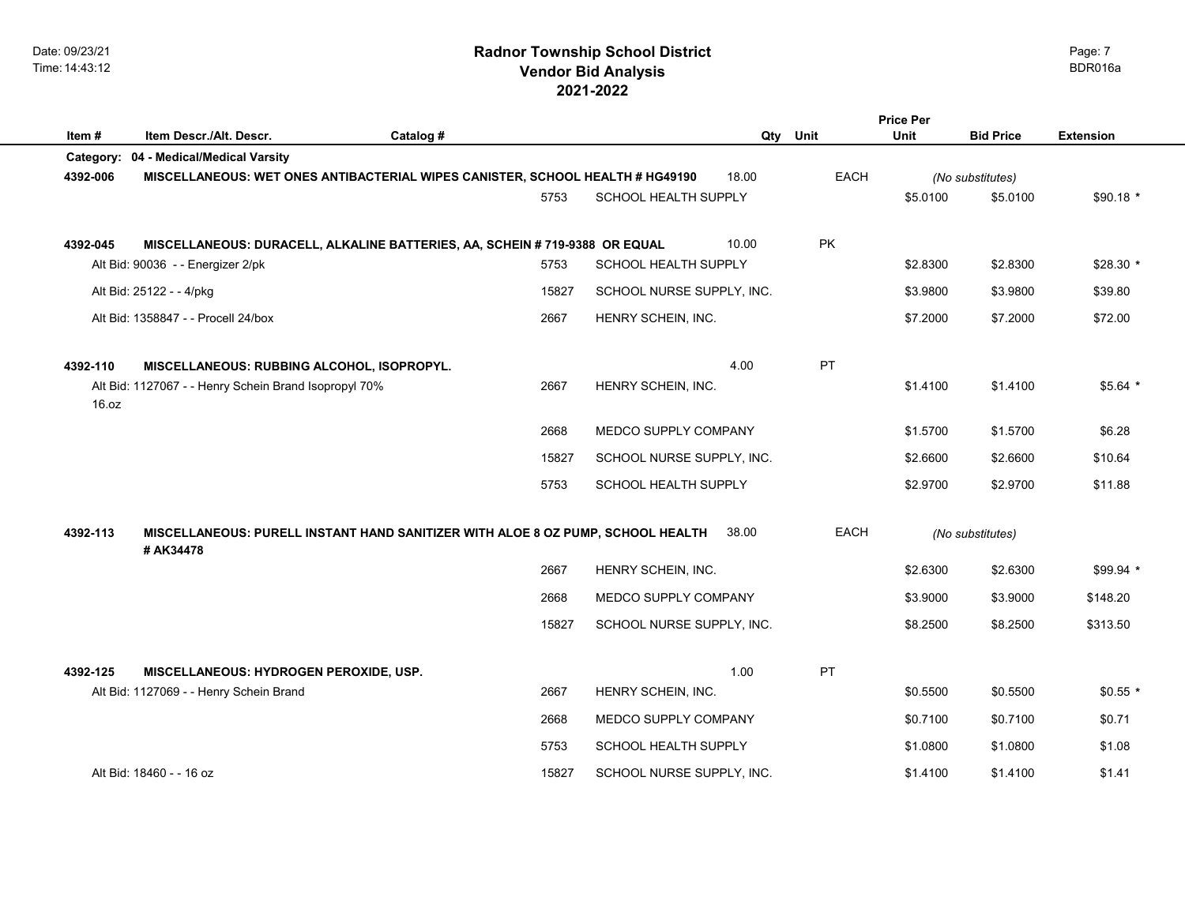# Radnor Township School District
## Vendor Bid Analysis
## 2021-2022

| Item # | Item Descr./Alt. Descr. | Catalog # | | Qty | Unit | Price Per Unit | Bid Price | Extension |
|---|---|---|---|---|---|---|---|---|
| **Category:** | **04 - Medical/Medical Varsity** | | | | | | | |
| **4392-006** | **MISCELLANEOUS: WET ONES ANTIBACTERIAL WIPES CANISTER, SCHOOL HEALTH # HG49190** | | | 18.00 | EACH | *(No substitutes)* | | |
| | | 5753 | SCHOOL HEALTH SUPPLY | | | $5.0100 | $5.0100 | $90.18 * |
| **4392-045** | **MISCELLANEOUS: DURACELL, ALKALINE BATTERIES, AA, SCHEIN # 719-9388 OR EQUAL** | | | 10.00 | PK | | | |
| | Alt Bid: 90036 - - Energizer 2/pk | 5753 | SCHOOL HEALTH SUPPLY | | | $2.8300 | $2.8300 | $28.30 * |
| | Alt Bid: 25122 - - 4/pkg | 15827 | SCHOOL NURSE SUPPLY, INC. | | | $3.9800 | $3.9800 | $39.80 |
| | Alt Bid: 1358847 - - Procell 24/box | 2667 | HENRY SCHEIN, INC. | | | $7.2000 | $7.2000 | $72.00 |
| **4392-110** | **MISCELLANEOUS: RUBBING ALCOHOL, ISOPROPYL.** | | | 4.00 | PT | | | |
| | Alt Bid: 1127067 - - Henry Schein Brand Isopropyl 70% 16.oz | 2667 | HENRY SCHEIN, INC. | | | $1.4100 | $1.4100 | $5.64 * |
| | | 2668 | MEDCO SUPPLY COMPANY | | | $1.5700 | $1.5700 | $6.28 |
| | | 15827 | SCHOOL NURSE SUPPLY, INC. | | | $2.6600 | $2.6600 | $10.64 |
| | | 5753 | SCHOOL HEALTH SUPPLY | | | $2.9700 | $2.9700 | $11.88 |
| **4392-113** | **MISCELLANEOUS: PURELL INSTANT HAND SANITIZER WITH ALOE 8 OZ PUMP, SCHOOL HEALTH # AK34478** | | | 38.00 | EACH | *(No substitutes)* | | |
| | | 2667 | HENRY SCHEIN, INC. | | | $2.6300 | $2.6300 | $99.94 * |
| | | 2668 | MEDCO SUPPLY COMPANY | | | $3.9000 | $3.9000 | $148.20 |
| | | 15827 | SCHOOL NURSE SUPPLY, INC. | | | $8.2500 | $8.2500 | $313.50 |
| **4392-125** | **MISCELLANEOUS: HYDROGEN PEROXIDE, USP.** | | | 1.00 | PT | | | |
| | Alt Bid: 1127069 - - Henry Schein Brand | 2667 | HENRY SCHEIN, INC. | | | $0.5500 | $0.5500 | $0.55 * |
| | | 2668 | MEDCO SUPPLY COMPANY | | | $0.7100 | $0.7100 | $0.71 |
| | | 5753 | SCHOOL HEALTH SUPPLY | | | $1.0800 | $1.0800 | $1.08 |
| | Alt Bid: 18460 - - 16 oz | 15827 | SCHOOL NURSE SUPPLY, INC. | | | $1.4100 | $1.4100 | $1.41 |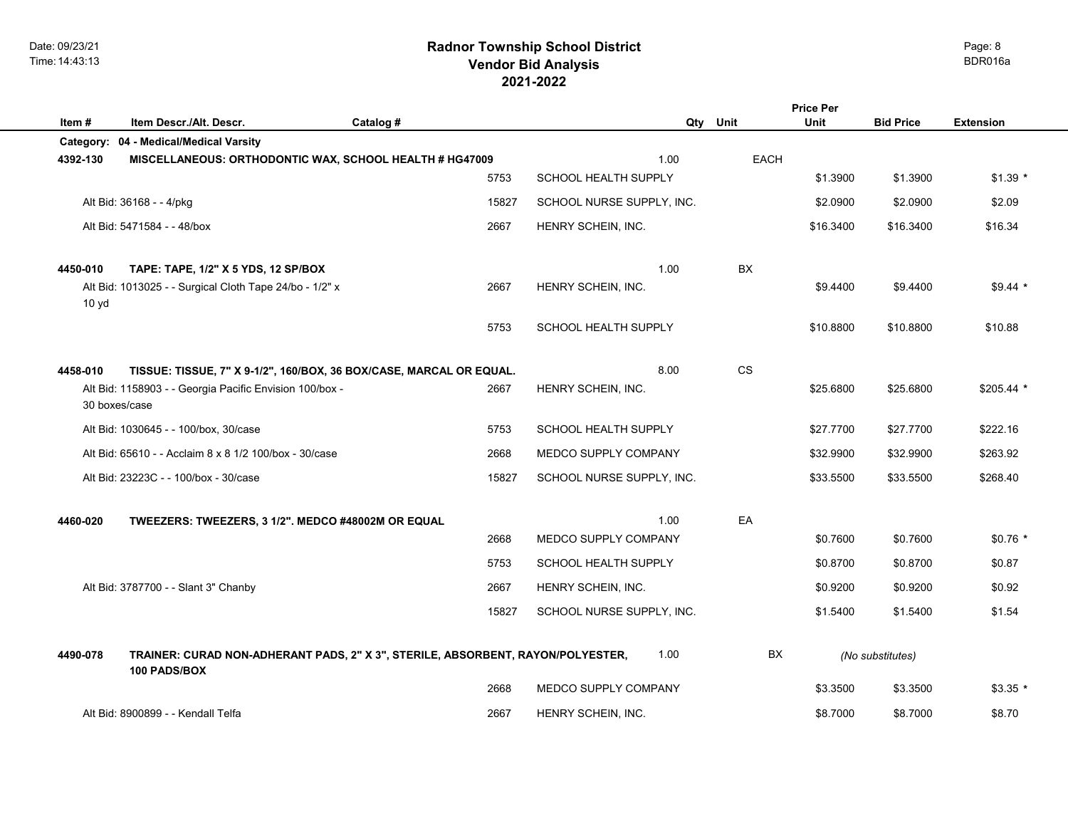# Radnor Township School District
## Vendor Bid Analysis
## 2021-2022

| Item # | Item Descr./Alt. Descr. | Catalog # | | Qty | Unit | Price Per Unit | Bid Price | Extension |
|---|---|---|---|---|---|---|---|---|
| **Category:** | **04 - Medical/Medical Varsity** | | | | | | | |
| **4392-130** | **MISCELLANEOUS: ORTHODONTIC WAX, SCHOOL HEALTH # HG47009** | | | 1.00 | EACH | | | |
| | | 5753 | SCHOOL HEALTH SUPPLY | | | $1.3900 | $1.3900 | $1.39 * |
| | Alt Bid: 36168 - - 4/pkg | 15827 | SCHOOL NURSE SUPPLY, INC. | | | $2.0900 | $2.0900 | $2.09 |
| | Alt Bid: 5471584 - - 48/box | 2667 | HENRY SCHEIN, INC. | | | $16.3400 | $16.3400 | $16.34 |
| **4450-010** | **TAPE: TAPE, 1/2" X 5 YDS, 12 SP/BOX** | | | 1.00 | BX | | | |
| | Alt Bid: 1013025 - - Surgical Cloth Tape 24/bo - 1/2" x 10 yd | 2667 | HENRY SCHEIN, INC. | | | $9.4400 | $9.4400 | $9.44 * |
| | | 5753 | SCHOOL HEALTH SUPPLY | | | $10.8800 | $10.8800 | $10.88 |
| **4458-010** | **TISSUE: TISSUE, 7" X 9-1/2", 160/BOX, 36 BOX/CASE, MARCAL OR EQUAL.** | | | 8.00 | CS | | | |
| | Alt Bid: 1158903 - - Georgia Pacific Envision 100/box - 30 boxes/case | 2667 | HENRY SCHEIN, INC. | | | $25.6800 | $25.6800 | $205.44 * |
| | Alt Bid: 1030645 - - 100/box, 30/case | 5753 | SCHOOL HEALTH SUPPLY | | | $27.7700 | $27.7700 | $222.16 |
| | Alt Bid: 65610 - - Acclaim 8 x 8 1/2 100/box - 30/case | 2668 | MEDCO SUPPLY COMPANY | | | $32.9900 | $32.9900 | $263.92 |
| | Alt Bid: 23223C - - 100/box - 30/case | 15827 | SCHOOL NURSE SUPPLY, INC. | | | $33.5500 | $33.5500 | $268.40 |
| **4460-020** | **TWEEZERS: TWEEZERS, 3 1/2". MEDCO #48002M OR EQUAL** | | | 1.00 | EA | | | |
| | | 2668 | MEDCO SUPPLY COMPANY | | | $0.7600 | $0.7600 | $0.76 * |
| | | 5753 | SCHOOL HEALTH SUPPLY | | | $0.8700 | $0.8700 | $0.87 |
| | Alt Bid: 3787700 - - Slant 3" Chanby | 2667 | HENRY SCHEIN, INC. | | | $0.9200 | $0.9200 | $0.92 |
| | | 15827 | SCHOOL NURSE SUPPLY, INC. | | | $1.5400 | $1.5400 | $1.54 |
| **4490-078** | **TRAINER: CURAD NON-ADHERANT PADS, 2" X 3", STERILE, ABSORBENT, RAYON/POLYESTER, 100 PADS/BOX** | | | 1.00 | BX | | *(No substitutes)* | |
| | | 2668 | MEDCO SUPPLY COMPANY | | | $3.3500 | $3.3500 | $3.35 * |
| | Alt Bid: 8900899 - - Kendall Telfa | 2667 | HENRY SCHEIN, INC. | | | $8.7000 | $8.7000 | $8.70 |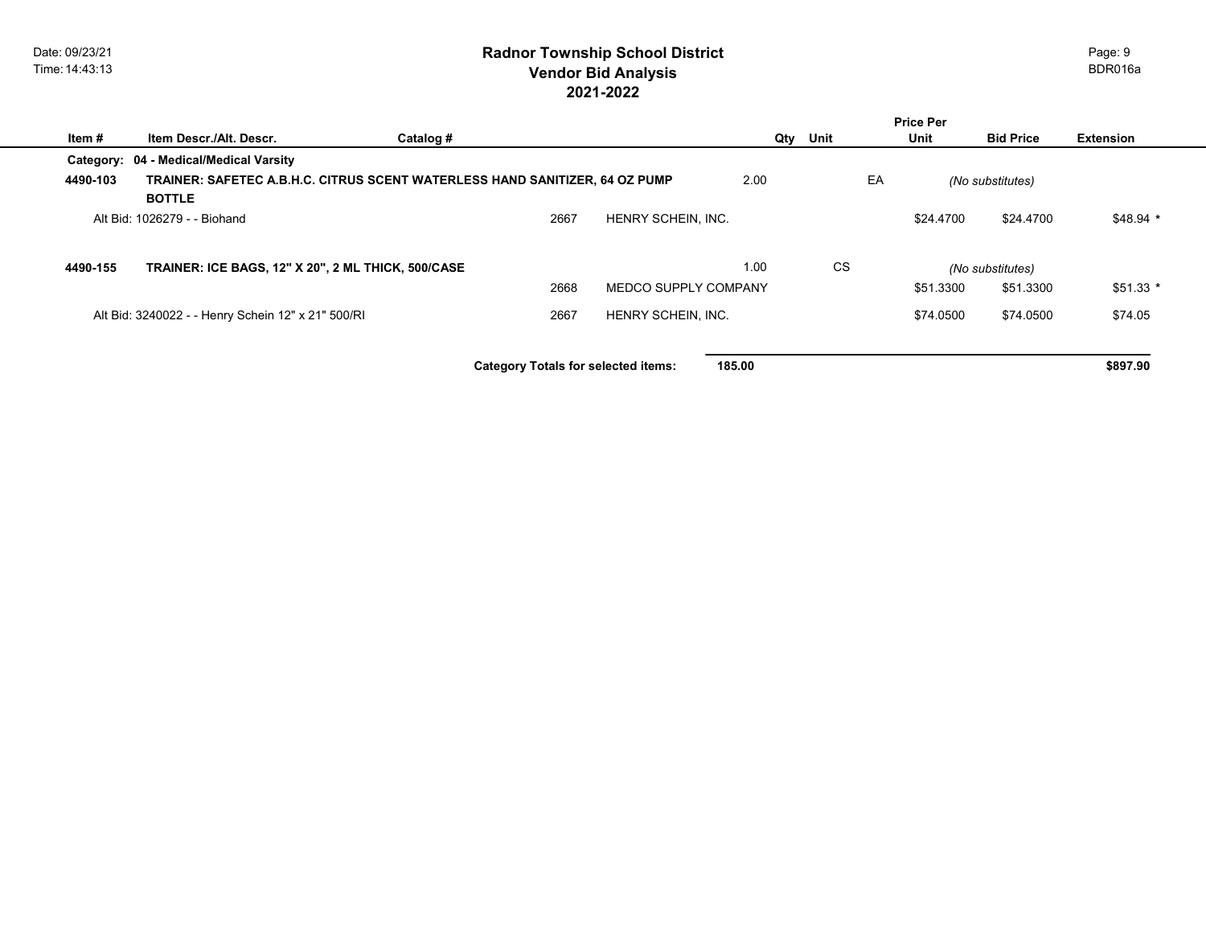# Radnor Township School District
## Vendor Bid Analysis
## 2021-2022

| Item # | Item Descr./Alt. Descr. | Catalog # | | | Qty | Unit | Price Per Unit | Bid Price | Extension |
|---|---|---|---|---|---|---|---|---|---|
| **Category:** | **04 - Medical/Medical Varsity** | | | | | | | | |
| **4490-103** | **TRAINER: SAFETEC A.B.H.C. CITRUS SCENT WATERLESS HAND SANITIZER, 64 OZ PUMP BOTTLE** | | | | 2.00 | EA | *(No substitutes)* | | |
| | Alt Bid: 1026279 - - Biohand | | 2667 | HENRY SCHEIN, INC. | | | $24.4700 | $24.4700 | $48.94 * |
| **4490-155** | **TRAINER: ICE BAGS, 12" X 20", 2 ML THICK, 500/CASE** | | | | 1.00 | CS | *(No substitutes)* | | |
| | | | 2668 | MEDCO SUPPLY COMPANY | | | $51.3300 | $51.3300 | $51.33 * |
| | Alt Bid: 3240022 - - Henry Schein 12" x 21" 500/Rl | | 2667 | HENRY SCHEIN, INC. | | | $74.0500 | $74.0500 | $74.05 |
| | | | | **Category Totals for selected items:** | **185.00** | | | | **$897.90** |